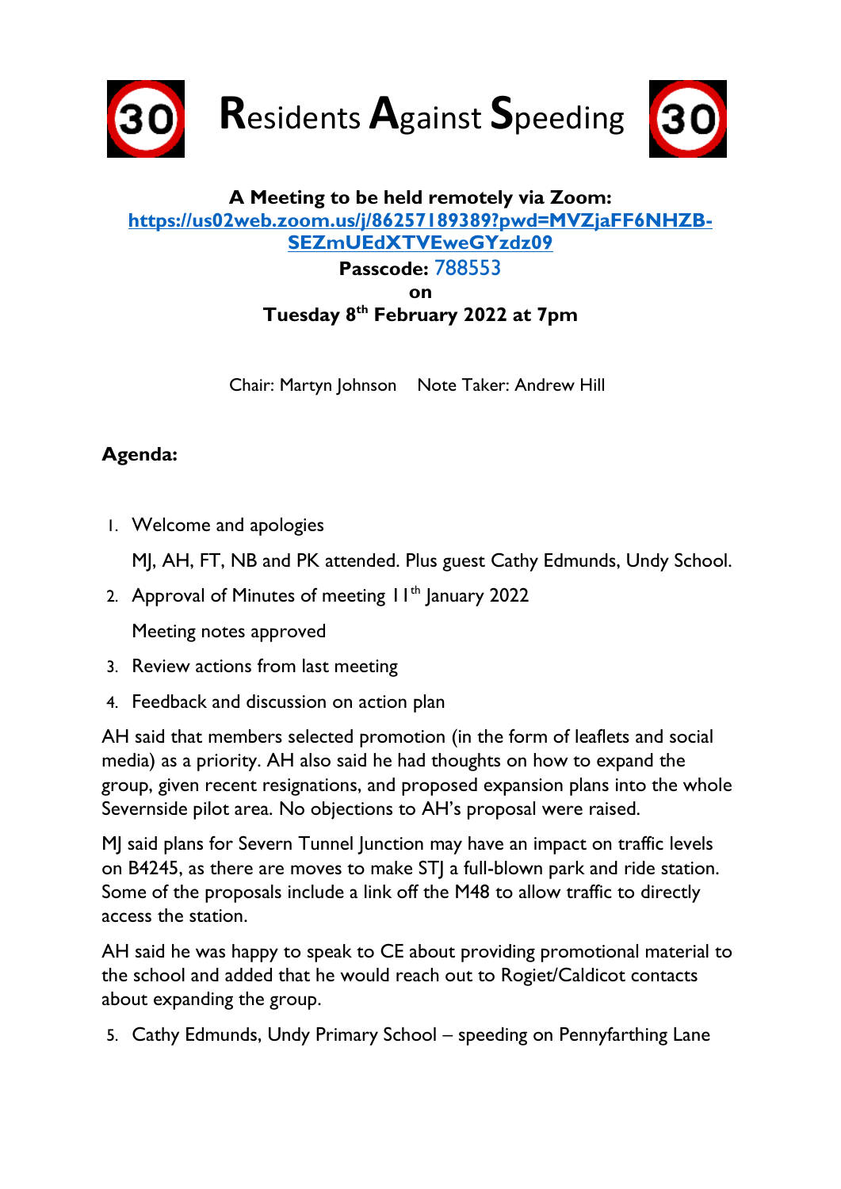30 **R**esidents **A**gainst **S**peeding 30

**A Meeting to be held remotely via Zoom:**
**https://us02web.zoom.us/j/86257189389?pwd=MVZjaFF6NHZB-SEZmUEdXTVEweGYzdz09**
**Passcode:** 788553
**on**
**Tuesday 8th February 2022 at 7pm**

Chair: Martyn Johnson  Note Taker: Andrew Hill

**Agenda:**

1. Welcome and apologies

   MJ, AH, FT, NB and PK attended. Plus guest Cathy Edmunds, Undy School.

2. Approval of Minutes of meeting 11th January 2022

   Meeting notes approved

3. Review actions from last meeting

4. Feedback and discussion on action plan

AH said that members selected promotion (in the form of leaflets and social media) as a priority. AH also said he had thoughts on how to expand the group, given recent resignations, and proposed expansion plans into the whole Severnside pilot area. No objections to AH's proposal were raised.

MJ said plans for Severn Tunnel Junction may have an impact on traffic levels on B4245, as there are moves to make STJ a full-blown park and ride station. Some of the proposals include a link off the M48 to allow traffic to directly access the station.

AH said he was happy to speak to CE about providing promotional material to the school and added that he would reach out to Rogiet/Caldicot contacts about expanding the group.

5. Cathy Edmunds, Undy Primary School – speeding on Pennyfarthing Lane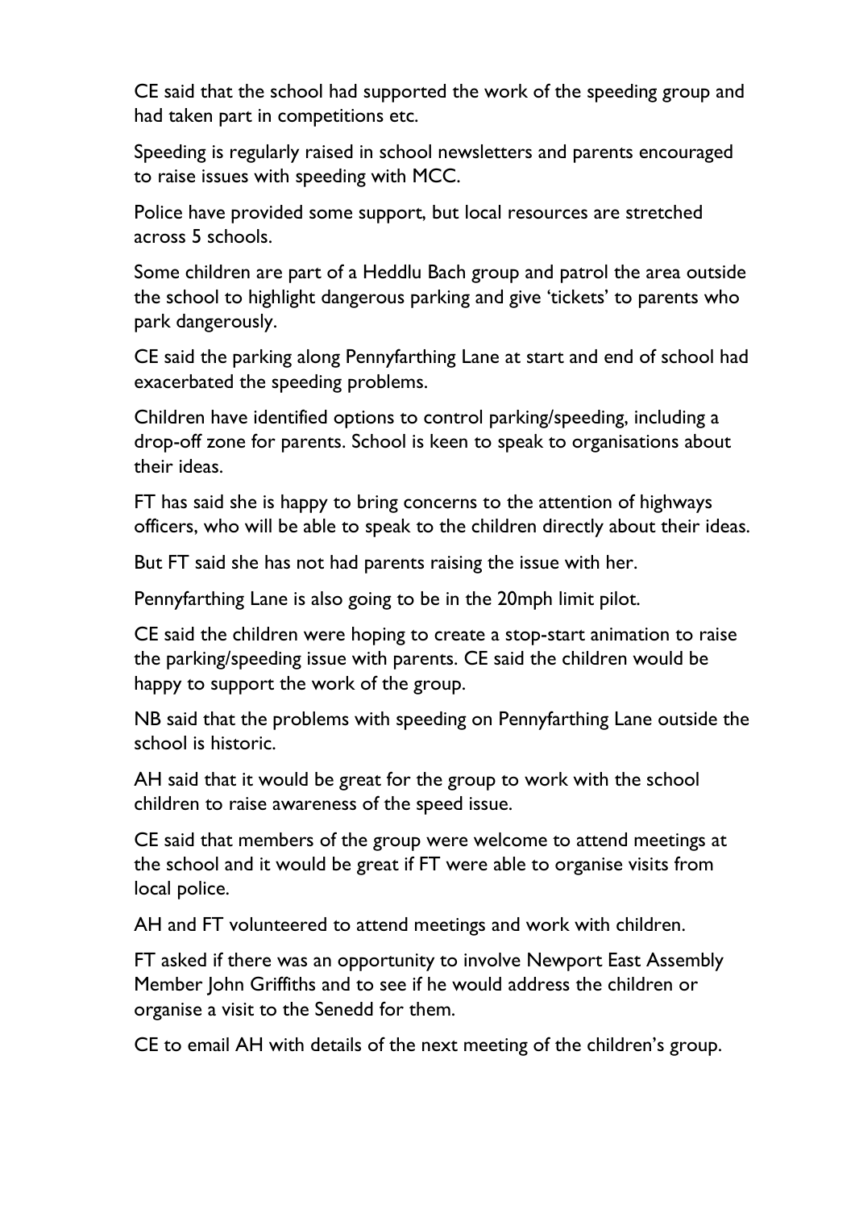CE said that the school had supported the work of the speeding group and had taken part in competitions etc.

Speeding is regularly raised in school newsletters and parents encouraged to raise issues with speeding with MCC.

Police have provided some support, but local resources are stretched across 5 schools.

Some children are part of a Heddlu Bach group and patrol the area outside the school to highlight dangerous parking and give 'tickets' to parents who park dangerously.

CE said the parking along Pennyfarthing Lane at start and end of school had exacerbated the speeding problems.

Children have identified options to control parking/speeding, including a drop-off zone for parents. School is keen to speak to organisations about their ideas.

FT has said she is happy to bring concerns to the attention of highways officers, who will be able to speak to the children directly about their ideas.

But FT said she has not had parents raising the issue with her.

Pennyfarthing Lane is also going to be in the 20mph limit pilot.

CE said the children were hoping to create a stop-start animation to raise the parking/speeding issue with parents. CE said the children would be happy to support the work of the group.

NB said that the problems with speeding on Pennyfarthing Lane outside the school is historic.

AH said that it would be great for the group to work with the school children to raise awareness of the speed issue.

CE said that members of the group were welcome to attend meetings at the school and it would be great if FT were able to organise visits from local police.

AH and FT volunteered to attend meetings and work with children.

FT asked if there was an opportunity to involve Newport East Assembly Member John Griffiths and to see if he would address the children or organise a visit to the Senedd for them.

CE to email AH with details of the next meeting of the children's group.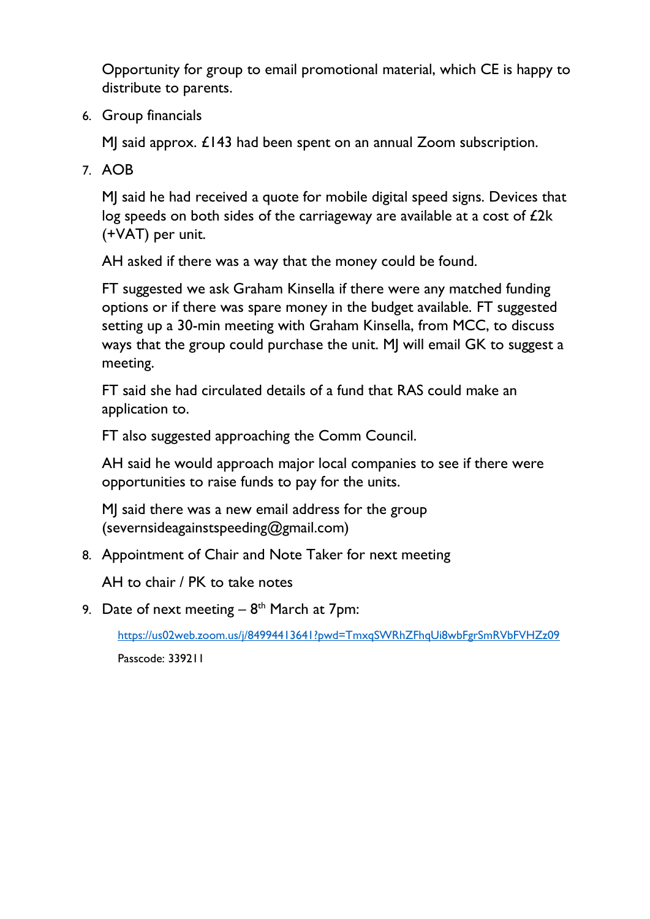Opportunity for group to email promotional material, which CE is happy to distribute to parents.

6. Group financials

   MJ said approx. £143 had been spent on an annual Zoom subscription.

7. AOB

   MJ said he had received a quote for mobile digital speed signs. Devices that log speeds on both sides of the carriageway are available at a cost of £2k (+VAT) per unit.

   AH asked if there was a way that the money could be found.

   FT suggested we ask Graham Kinsella if there were any matched funding options or if there was spare money in the budget available. FT suggested setting up a 30-min meeting with Graham Kinsella, from MCC, to discuss ways that the group could purchase the unit. MJ will email GK to suggest a meeting.

   FT said she had circulated details of a fund that RAS could make an application to.

   FT also suggested approaching the Comm Council.

   AH said he would approach major local companies to see if there were opportunities to raise funds to pay for the units.

   MJ said there was a new email address for the group (severnsideagainstspeeding@gmail.com)

8. Appointment of Chair and Note Taker for next meeting

   AH to chair / PK to take notes

9. Date of next meeting – 8th March at 7pm:

   https://us02web.zoom.us/j/84994413641?pwd=TmxqSWRhZFhqUi8wbFgrSmRVbFVHZz09

   Passcode: 339211